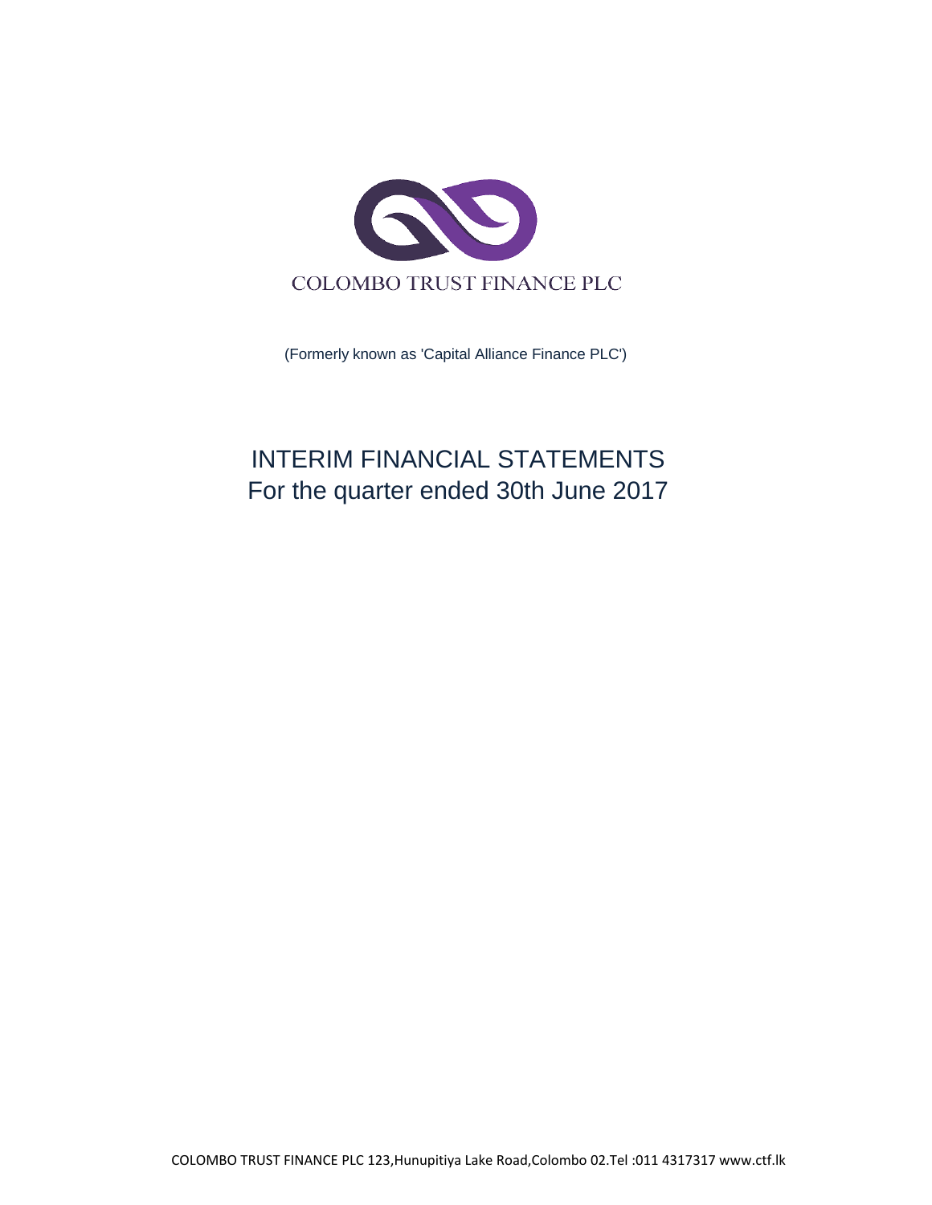COLOMBO TRUST FINANCE PLC

(Formerly known as 'Capital Alliance Finance PLC')

# INTERIM FINANCIAL STATEMENTS
## For the quarter ended 30th June 2017

COLOMBO TRUST FINANCE PLC 123,Hunupitiya Lake Road,Colombo 02.Tel :011 4317317 www.ctf.lk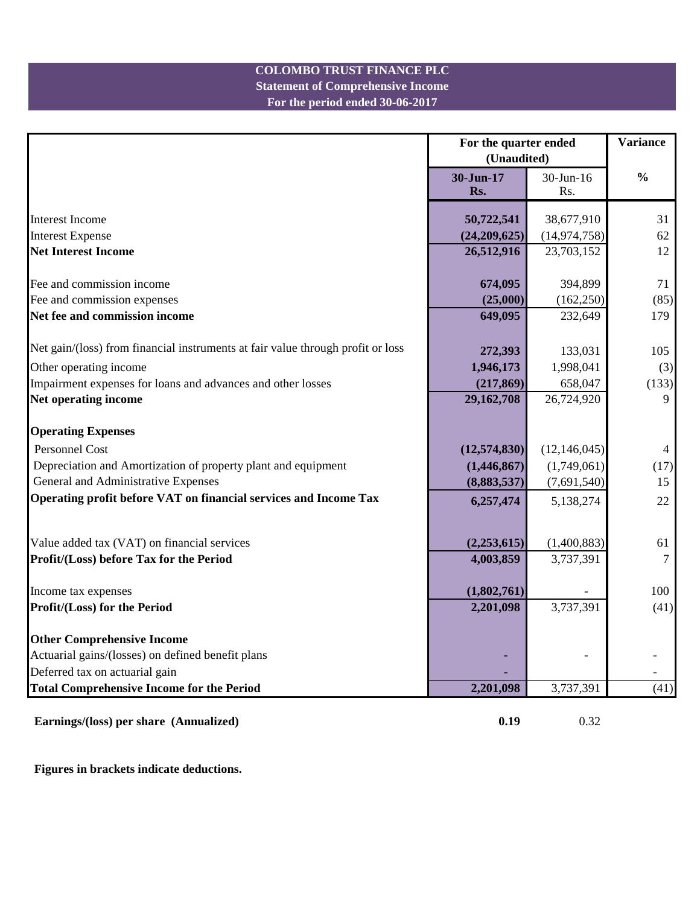# COLOMBO TRUST FINANCE PLC
## Statement of Comprehensive Income
### For the period ended 30-06-2017

| | For the quarter ended (Unaudited) | | Variance |
|---|---|---|---|
| | **30-Jun-17 Rs.** | 30-Jun-16 Rs. | **%** |
| Interest Income | **50,722,541** | 38,677,910 | 31 |
| Interest Expense | **(24,209,625)** | (14,974,758) | 62 |
| **Net Interest Income** | **26,512,916** | 23,703,152 | 12 |
| Fee and commission income | **674,095** | 394,899 | 71 |
| Fee and commission expenses | **(25,000)** | (162,250) | (85) |
| **Net fee and commission income** | **649,095** | 232,649 | 179 |
| Net gain/(loss) from financial instruments at fair value through profit or loss | **272,393** | 133,031 | 105 |
| Other operating income | **1,946,173** | 1,998,041 | (3) |
| Impairment expenses for loans and advances and other losses | **(217,869)** | 658,047 | (133) |
| **Net operating income** | **29,162,708** | 26,724,920 | 9 |
| **Operating Expenses** | | | |
| Personnel Cost | **(12,574,830)** | (12,146,045) | 4 |
| Depreciation and Amortization of property plant and equipment | **(1,446,867)** | (1,749,061) | (17) |
| General and Administrative Expenses | **(8,883,537)** | (7,691,540) | 15 |
| **Operating profit before VAT on financial services and Income Tax** | **6,257,474** | 5,138,274 | 22 |
| Value added tax (VAT) on financial services | **(2,253,615)** | (1,400,883) | 61 |
| **Profit/(Loss) before Tax for the Period** | **4,003,859** | 3,737,391 | 7 |
| Income tax expenses | **(1,802,761)** | - | 100 |
| **Profit/(Loss) for the Period** | **2,201,098** | 3,737,391 | (41) |
| **Other Comprehensive Income** | | | |
| Actuarial gains/(losses) on defined benefit plans | **-** | - | - |
| Deferred tax on actuarial gain | **-** | | - |
| **Total Comprehensive Income for the Period** | **2,201,098** | 3,737,391 | (41) |
| **Earnings/(loss) per share (Annualized)** | **0.19** | 0.32 | |

**Figures in brackets indicate deductions.**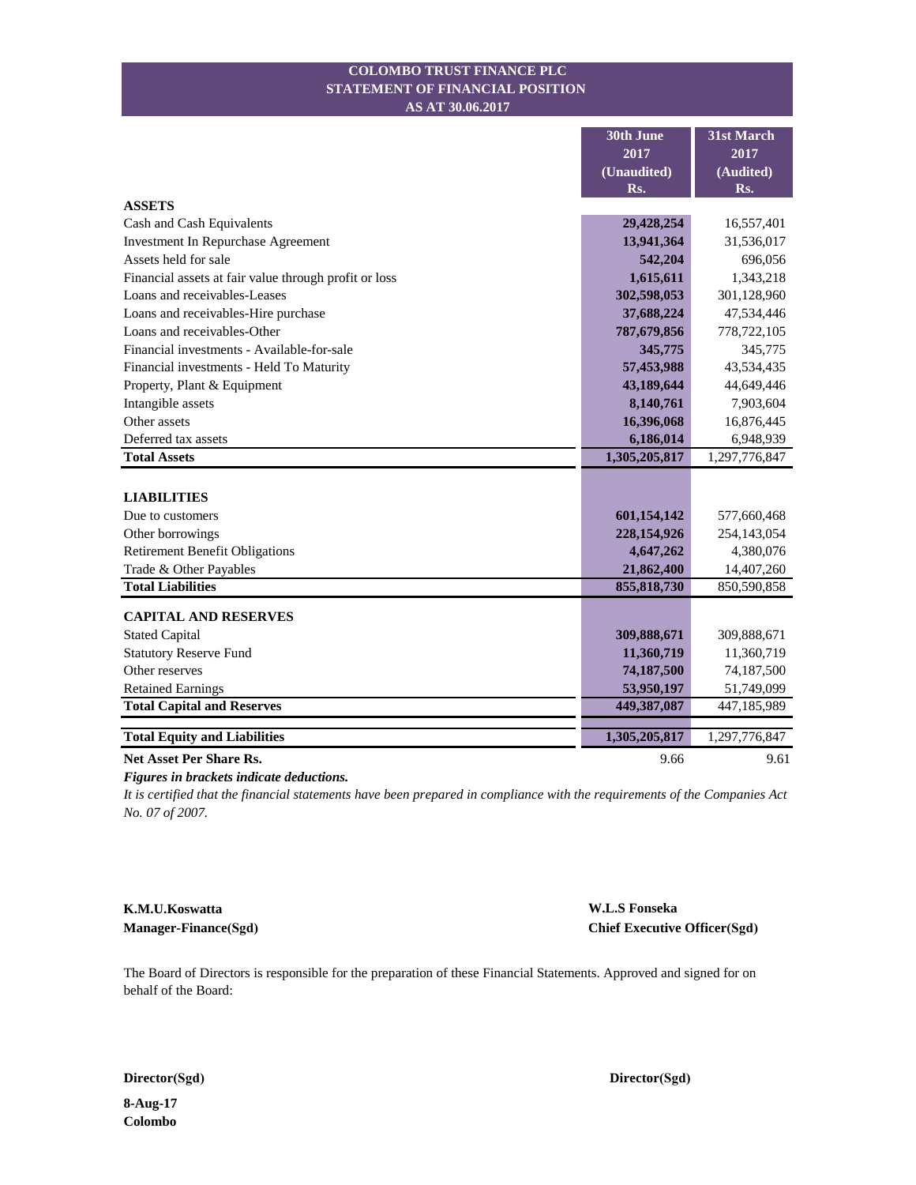# COLOMBO TRUST FINANCE PLC
## STATEMENT OF FINANCIAL POSITION
### AS AT 30.06.2017

| | 30th June 2017 (Unaudited) Rs. | 31st March 2017 (Audited) Rs. |
|---|---|---|
| **ASSETS** | | |
| Cash and Cash Equivalents | **29,428,254** | 16,557,401 |
| Investment In Repurchase Agreement | **13,941,364** | 31,536,017 |
| Assets held for sale | **542,204** | 696,056 |
| Financial assets at fair value through profit or loss | **1,615,611** | 1,343,218 |
| Loans and receivables-Leases | **302,598,053** | 301,128,960 |
| Loans and receivables-Hire purchase | **37,688,224** | 47,534,446 |
| Loans and receivables-Other | **787,679,856** | 778,722,105 |
| Financial investments - Available-for-sale | **345,775** | 345,775 |
| Financial investments - Held To Maturity | **57,453,988** | 43,534,435 |
| Property, Plant & Equipment | **43,189,644** | 44,649,446 |
| Intangible assets | **8,140,761** | 7,903,604 |
| Other assets | **16,396,068** | 16,876,445 |
| Deferred tax assets | **6,186,014** | 6,948,939 |
| **Total Assets** | **1,305,205,817** | 1,297,776,847 |
| | | |
| **LIABILITIES** | | |
| Due to customers | **601,154,142** | 577,660,468 |
| Other borrowings | **228,154,926** | 254,143,054 |
| Retirement Benefit Obligations | **4,647,262** | 4,380,076 |
| Trade & Other Payables | **21,862,400** | 14,407,260 |
| **Total Liabilities** | **855,818,730** | 850,590,858 |
| | | |
| **CAPITAL AND RESERVES** | | |
| Stated Capital | **309,888,671** | 309,888,671 |
| Statutory Reserve Fund | **11,360,719** | 11,360,719 |
| Other reserves | **74,187,500** | 74,187,500 |
| Retained Earnings | **53,950,197** | 51,749,099 |
| **Total Capital and Reserves** | **449,387,087** | 447,185,989 |
| | | |
| **Total Equity and Liabilities** | **1,305,205,817** | 1,297,776,847 |
| **Net Asset Per Share Rs.** | 9.66 | 9.61 |

***Figures in brackets indicate deductions.***

*It is certified that the financial statements have been prepared in compliance with the requirements of the Companies Act No. 07 of 2007.*

**K.M.U.Koswatta**
**Manager-Finance(Sgd)**

**W.L.S Fonseka**
**Chief Executive Officer(Sgd)**

The Board of Directors is responsible for the preparation of these Financial Statements. Approved and signed for on behalf of the Board:

**Director(Sgd)**

**Director(Sgd)**

**8-Aug-17**
**Colombo**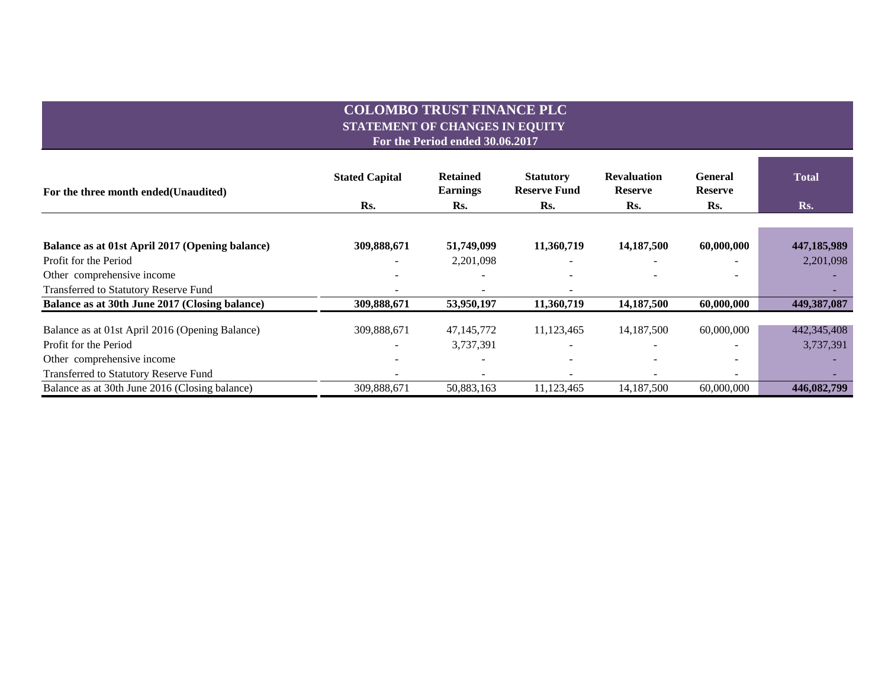# COLOMBO TRUST FINANCE PLC

## STATEMENT OF CHANGES IN EQUITY

### For the Period ended 30.06.2017

| For the three month ended(Unaudited) | Stated Capital | Retained Earnings | Statutory Reserve Fund | Revaluation Reserve | General Reserve | Total |
|---|---|---|---|---|---|---|
| | Rs. | Rs. | Rs. | Rs. | Rs. | Rs. |
| **Balance as at 01st April 2017 (Opening balance)** | **309,888,671** | **51,749,099** | **11,360,719** | **14,187,500** | **60,000,000** | **447,185,989** |
| Profit for the Period | - | 2,201,098 | - | - | - | 2,201,098 |
| Other comprehensive income | - | - | - | - | - | - |
| Transferred to Statutory Reserve Fund | - | - | - | | | - |
| **Balance as at 30th June 2017 (Closing balance)** | **309,888,671** | **53,950,197** | **11,360,719** | **14,187,500** | **60,000,000** | **449,387,087** |
| Balance as at 01st April 2016 (Opening Balance) | 309,888,671 | 47,145,772 | 11,123,465 | 14,187,500 | 60,000,000 | 442,345,408 |
| Profit for the Period | - | 3,737,391 | - | - | - | 3,737,391 |
| Other comprehensive income | - | - | - | - | - | - |
| Transferred to Statutory Reserve Fund | - | - | - | - | - | - |
| Balance as at 30th June 2016 (Closing balance) | 309,888,671 | 50,883,163 | 11,123,465 | 14,187,500 | 60,000,000 | **446,082,799** |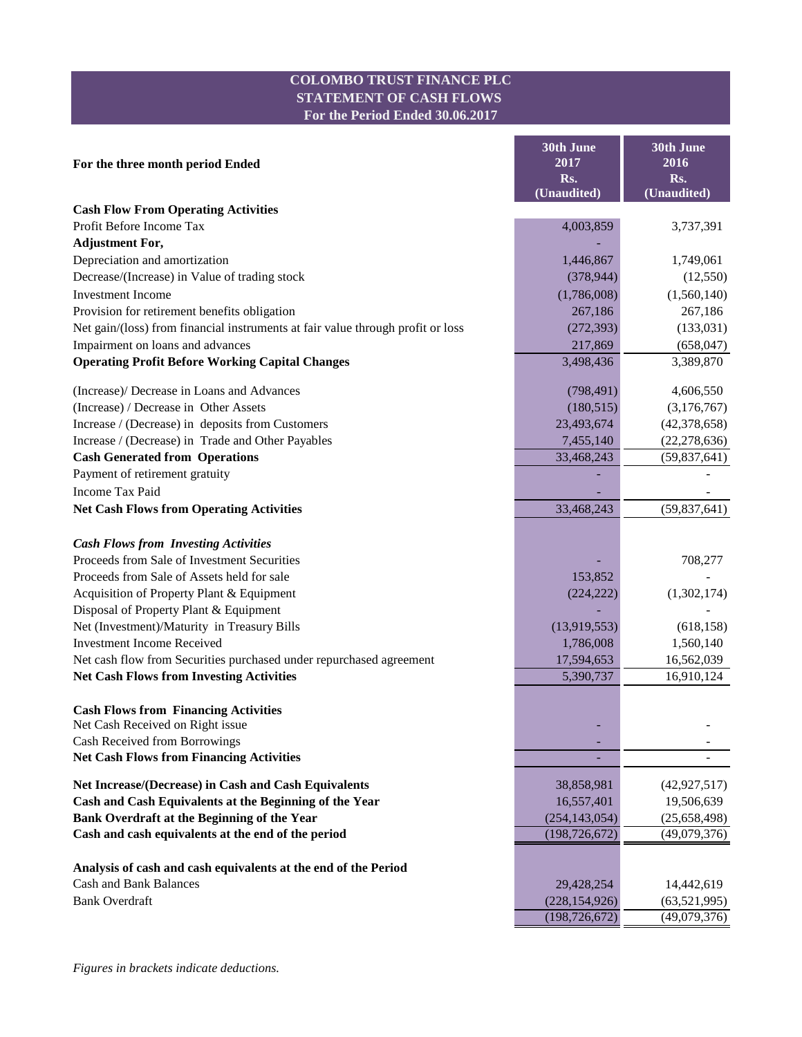# COLOMBO TRUST FINANCE PLC
## STATEMENT OF CASH FLOWS
### For the Period Ended 30.06.2017

| For the three month period Ended | 30th June 2017 Rs. (Unaudited) | 30th June 2016 Rs. (Unaudited) |
|---|---|---|
| **Cash Flow From Operating Activities** | | |
| Profit Before Income Tax | 4,003,859 | 3,737,391 |
| **Adjustment For,** | - | |
| Depreciation and amortization | 1,446,867 | 1,749,061 |
| Decrease/(Increase) in Value of trading stock | (378,944) | (12,550) |
| Investment Income | (1,786,008) | (1,560,140) |
| Provision for retirement benefits obligation | 267,186 | 267,186 |
| Net gain/(loss) from financial instruments at fair value through profit or loss | (272,393) | (133,031) |
| Impairment on loans and advances | 217,869 | (658,047) |
| **Operating Profit Before Working Capital Changes** | 3,498,436 | 3,389,870 |
| (Increase)/ Decrease in Loans and Advances | (798,491) | 4,606,550 |
| (Increase) / Decrease in Other Assets | (180,515) | (3,176,767) |
| Increase / (Decrease) in deposits from Customers | 23,493,674 | (42,378,658) |
| Increase / (Decrease) in Trade and Other Payables | 7,455,140 | (22,278,636) |
| **Cash Generated from Operations** | 33,468,243 | (59,837,641) |
| Payment of retirement gratuity | - | - |
| Income Tax Paid | - | - |
| **Net Cash Flows from Operating Activities** | 33,468,243 | (59,837,641) |
| ***Cash Flows from Investing Activities*** | | |
| Proceeds from Sale of Investment Securities | - | 708,277 |
| Proceeds from Sale of Assets held for sale | 153,852 | - |
| Acquisition of Property Plant & Equipment | (224,222) | (1,302,174) |
| Disposal of Property Plant & Equipment | - | - |
| Net (Investment)/Maturity in Treasury Bills | (13,919,553) | (618,158) |
| Investment Income Received | 1,786,008 | 1,560,140 |
| Net cash flow from Securities purchased under repurchased agreement | 17,594,653 | 16,562,039 |
| **Net Cash Flows from Investing Activities** | 5,390,737 | 16,910,124 |
| **Cash Flows from Financing Activities** | | |
| Net Cash Received on Right issue | - | - |
| Cash Received from Borrowings | - | - |
| **Net Cash Flows from Financing Activities** | - | - |
| **Net Increase/(Decrease) in Cash and Cash Equivalents** | 38,858,981 | (42,927,517) |
| **Cash and Cash Equivalents at the Beginning of the Year** | 16,557,401 | 19,506,639 |
| **Bank Overdraft at the Beginning of the Year** | (254,143,054) | (25,658,498) |
| **Cash and cash equivalents at the end of the period** | (198,726,672) | (49,079,376) |
| **Analysis of cash and cash equivalents at the end of the Period** | | |
| Cash and Bank Balances | 29,428,254 | 14,442,619 |
| Bank Overdraft | (228,154,926) | (63,521,995) |
| | (198,726,672) | (49,079,376) |

*Figures in brackets indicate deductions.*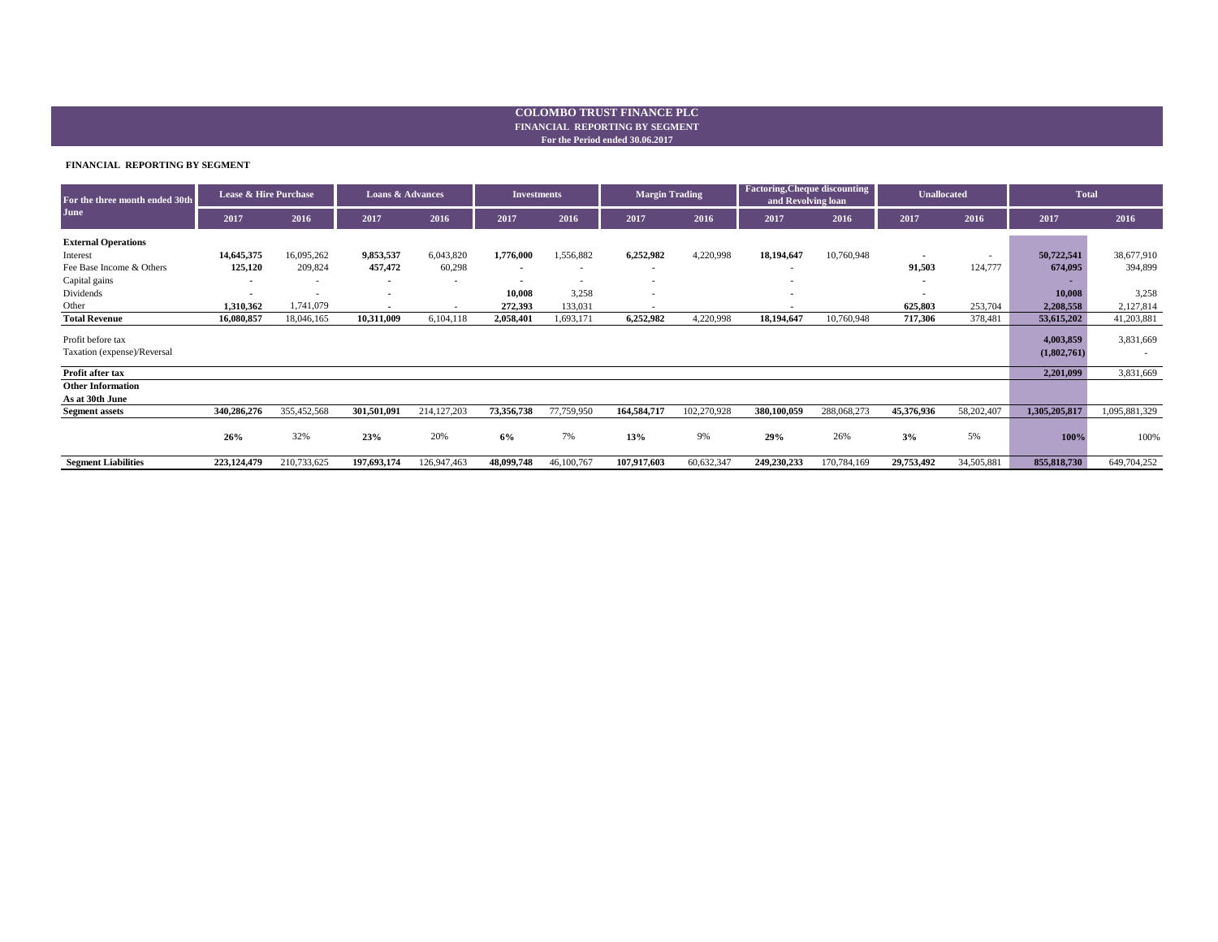# COLOMBO TRUST FINANCE PLC

## FINANCIAL REPORTING BY SEGMENT

**For the Period ended 30.06.2017**

**FINANCIAL REPORTING BY SEGMENT**

| For the three month ended 30th June | Lease & Hire Purchase | | Loans & Advances | | Investments | | Margin Trading | | Factoring,Cheque discounting and Revolving loan | | Unallocated | | Total | |
|---|---|---|---|---|---|---|---|---|---|---|---|---|---|---|
| | 2017 | 2016 | 2017 | 2016 | 2017 | 2016 | 2017 | 2016 | 2017 | 2016 | 2017 | 2016 | 2017 | 2016 |
| **External Operations** | | | | | | | | | | | | | | |
| Interest | **14,645,375** | 16,095,262 | **9,853,537** | 6,043,820 | **1,776,000** | 1,556,882 | **6,252,982** | 4,220,998 | **18,194,647** | 10,760,948 | - | - | **50,722,541** | 38,677,910 |
| Fee Base Income & Others | **125,120** | 209,824 | **457,472** | 60,298 | - | - | - | | - | | **91,503** | 124,777 | **674,095** | 394,899 |
| Capital gains | - | - | - | - | - | - | - | | - | | - | | - | |
| Dividends | - | - | - | | **10,008** | 3,258 | - | | - | | - | | **10,008** | 3,258 |
| Other | **1,310,362** | 1,741,079 | - | - | **272,393** | 133,031 | - | | - | | **625,803** | 253,704 | **2,208,558** | 2,127,814 |
| **Total Revenue** | **16,080,857** | 18,046,165 | **10,311,009** | 6,104,118 | **2,058,401** | 1,693,171 | **6,252,982** | 4,220,998 | **18,194,647** | 10,760,948 | **717,306** | 378,481 | **53,615,202** | 41,203,881 |
| Profit before tax | | | | | | | | | | | | | **4,003,859** | 3,831,669 |
| Taxation (expense)/Reversal | | | | | | | | | | | | | **(1,802,761)** | - |
| **Profit after tax** | | | | | | | | | | | | | **2,201,099** | 3,831,669 |
| **Other Information** | | | | | | | | | | | | | | |
| **As at 30th June** | | | | | | | | | | | | | | |
| **Segment assets** | **340,286,276** | 355,452,568 | **301,501,091** | 214,127,203 | **73,356,738** | 77,759,950 | **164,584,717** | 102,270,928 | **380,100,059** | 288,068,273 | **45,376,936** | 58,202,407 | **1,305,205,817** | 1,095,881,329 |
| | **26%** | 32% | **23%** | 20% | **6%** | 7% | **13%** | 9% | **29%** | 26% | **3%** | 5% | **100%** | 100% |
| **Segment Liabilities** | **223,124,479** | 210,733,625 | **197,693,174** | 126,947,463 | **48,099,748** | 46,100,767 | **107,917,603** | 60,632,347 | **249,230,233** | 170,784,169 | **29,753,492** | 34,505,881 | **855,818,730** | 649,704,252 |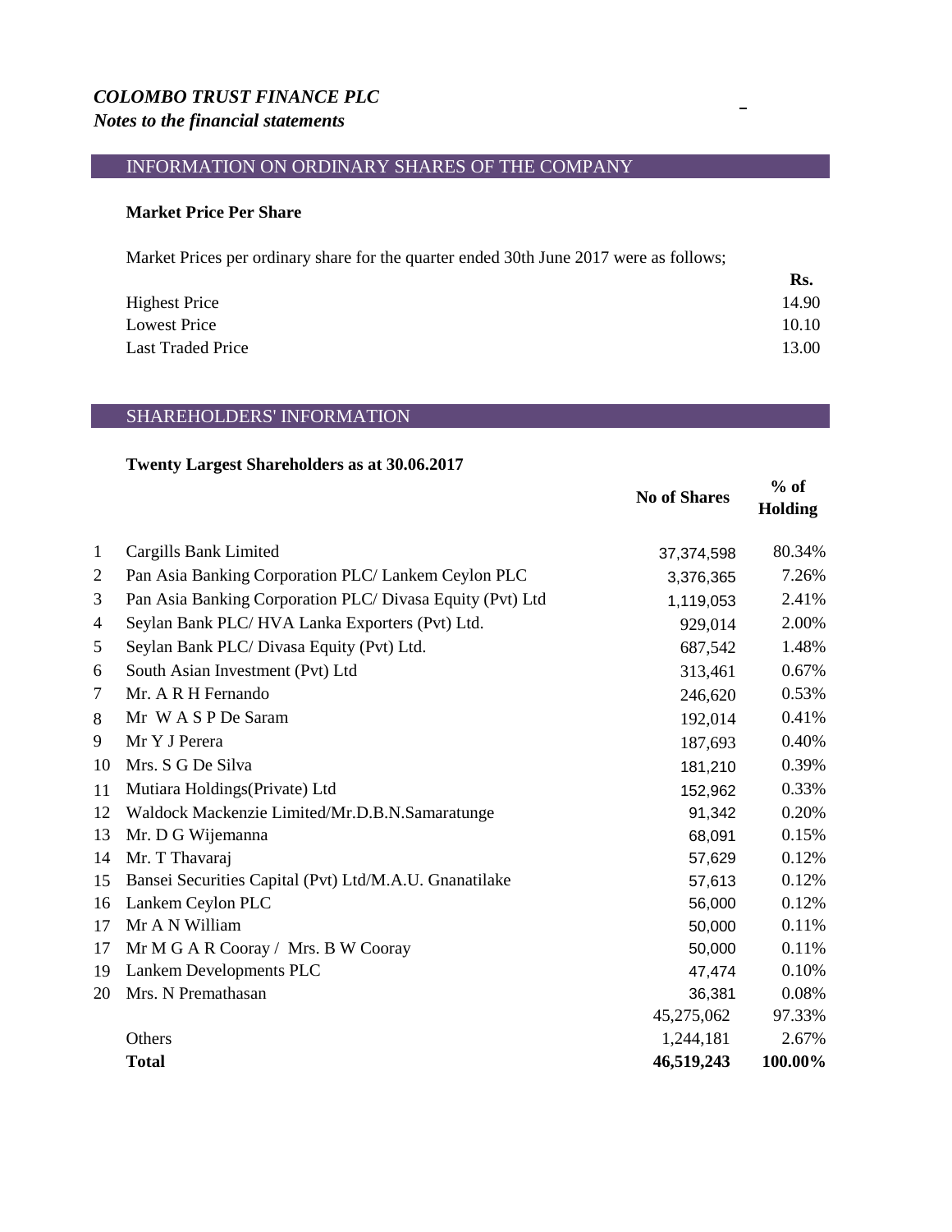*COLOMBO TRUST FINANCE PLC*
*Notes to the financial statements*

## INFORMATION ON ORDINARY SHARES OF THE COMPANY

**Market Price Per Share**

Market Prices per ordinary share for the quarter ended 30th June 2017 were as follows;

| | Rs. |
|---|---|
| Highest Price | 14.90 |
| Lowest Price | 10.10 |
| Last Traded Price | 13.00 |

## SHAREHOLDERS' INFORMATION

**Twenty Largest Shareholders as at 30.06.2017**

| | | No of Shares | % of Holding |
|---|---|---|---|
| 1 | Cargills Bank Limited | 37,374,598 | 80.34% |
| 2 | Pan Asia Banking Corporation PLC/ Lankem Ceylon PLC | 3,376,365 | 7.26% |
| 3 | Pan Asia Banking Corporation PLC/ Divasa Equity (Pvt) Ltd | 1,119,053 | 2.41% |
| 4 | Seylan Bank PLC/ HVA Lanka Exporters (Pvt) Ltd. | 929,014 | 2.00% |
| 5 | Seylan Bank PLC/ Divasa Equity (Pvt) Ltd. | 687,542 | 1.48% |
| 6 | South Asian Investment (Pvt) Ltd | 313,461 | 0.67% |
| 7 | Mr. A R H Fernando | 246,620 | 0.53% |
| 8 | Mr W A S P De Saram | 192,014 | 0.41% |
| 9 | Mr Y J Perera | 187,693 | 0.40% |
| 10 | Mrs. S G De Silva | 181,210 | 0.39% |
| 11 | Mutiara Holdings(Private) Ltd | 152,962 | 0.33% |
| 12 | Waldock Mackenzie Limited/Mr.D.B.N.Samaratunge | 91,342 | 0.20% |
| 13 | Mr. D G Wijemanna | 68,091 | 0.15% |
| 14 | Mr. T Thavaraj | 57,629 | 0.12% |
| 15 | Bansei Securities Capital (Pvt) Ltd/M.A.U. Gnanatilake | 57,613 | 0.12% |
| 16 | Lankem Ceylon PLC | 56,000 | 0.12% |
| 17 | Mr A N William | 50,000 | 0.11% |
| 17 | Mr M G A R Cooray / Mrs. B W Cooray | 50,000 | 0.11% |
| 19 | Lankem Developments PLC | 47,474 | 0.10% |
| 20 | Mrs. N Premathasan | 36,381 | 0.08% |
| | | 45,275,062 | 97.33% |
| | Others | 1,244,181 | 2.67% |
| | **Total** | **46,519,243** | **100.00%** |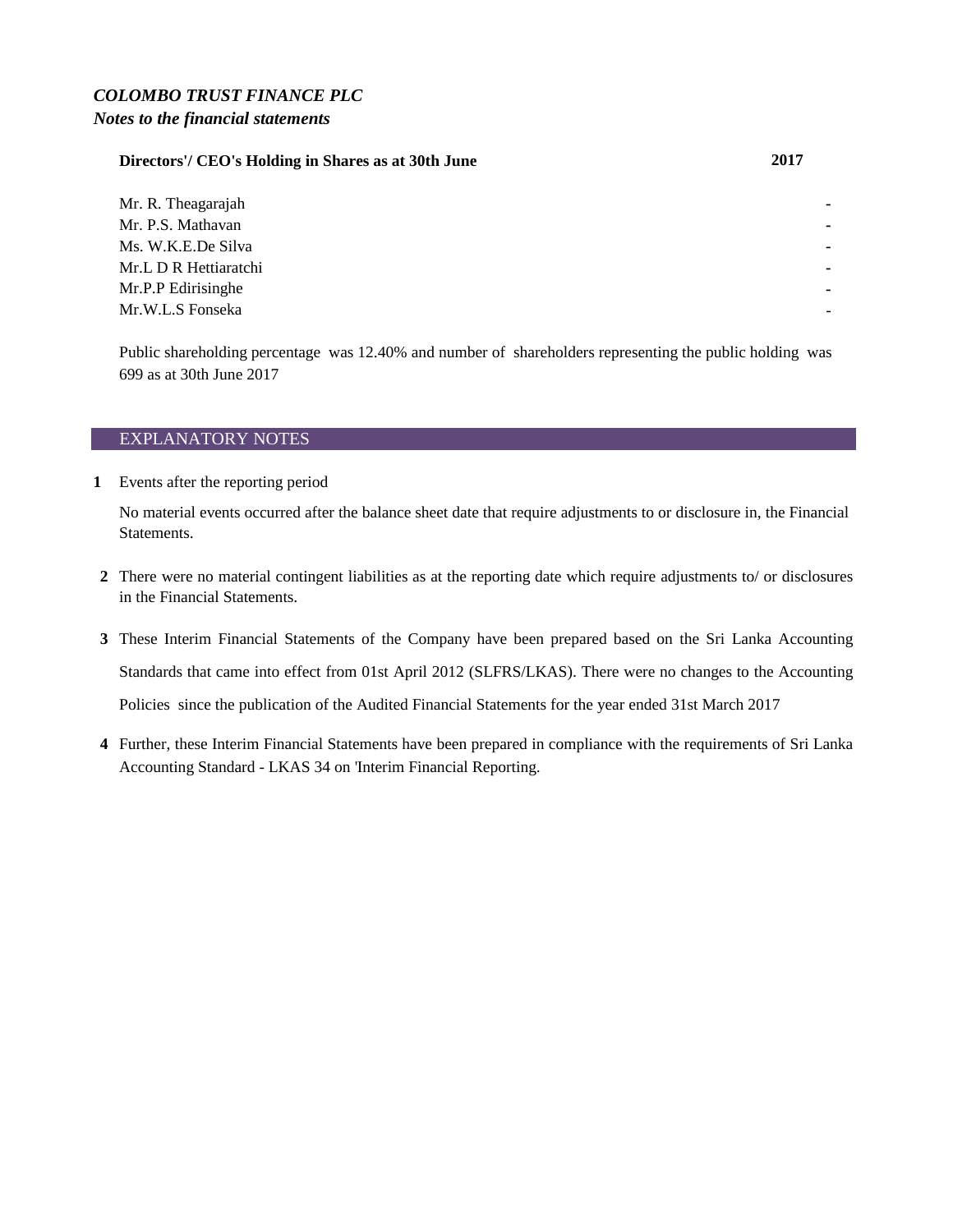***COLOMBO TRUST FINANCE PLC***

***Notes to the financial statements***

| **Directors'/ CEO's Holding in Shares as at 30th June** | **2017** |
|---|---|
| Mr. R. Theagarajah | - |
| Mr. P.S. Mathavan | - |
| Ms. W.K.E.De Silva | - |
| Mr.L D R Hettiaratchi | - |
| Mr.P.P Edirisinghe | - |
| Mr.W.L.S Fonseka | - |

Public shareholding percentage was 12.40% and number of shareholders representing the public holding was 699 as at 30th June 2017

## EXPLANATORY NOTES

**1** Events after the reporting period

No material events occurred after the balance sheet date that require adjustments to or disclosure in, the Financial Statements.

**2** There were no material contingent liabilities as at the reporting date which require adjustments to/ or disclosures in the Financial Statements.

**3** These Interim Financial Statements of the Company have been prepared based on the Sri Lanka Accounting Standards that came into effect from 01st April 2012 (SLFRS/LKAS). There were no changes to the Accounting Policies since the publication of the Audited Financial Statements for the year ended 31st March 2017

**4** Further, these Interim Financial Statements have been prepared in compliance with the requirements of Sri Lanka Accounting Standard - LKAS 34 on 'Interim Financial Reporting.